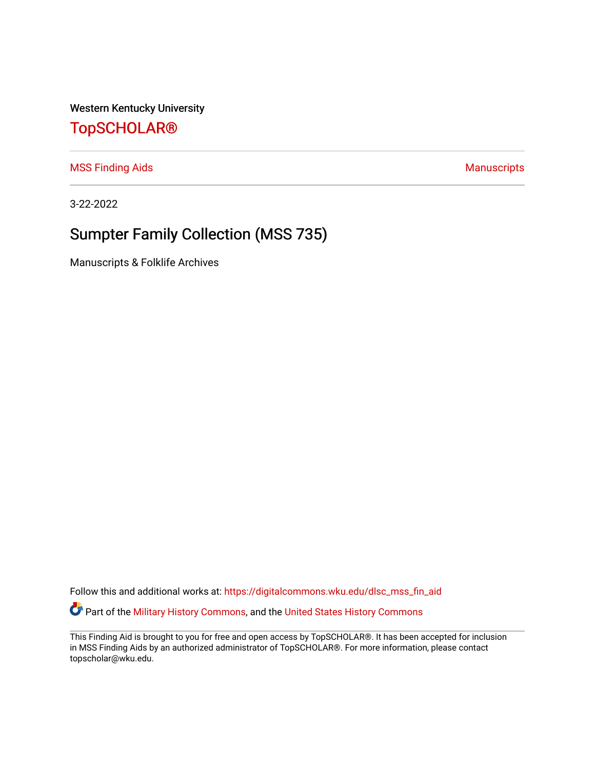Western Kentucky University

# TopSCHOLAR®

MSS Finding Aids

Manuscripts

3-22-2022

## Sumpter Family Collection (MSS 735)

Manuscripts & Folklife Archives

Follow this and additional works at: https://digitalcommons.wku.edu/dlsc_mss_fin_aid

Part of the Military History Commons, and the United States History Commons

This Finding Aid is brought to you for free and open access by TopSCHOLAR®. It has been accepted for inclusion in MSS Finding Aids by an authorized administrator of TopSCHOLAR®. For more information, please contact topscholar@wku.edu.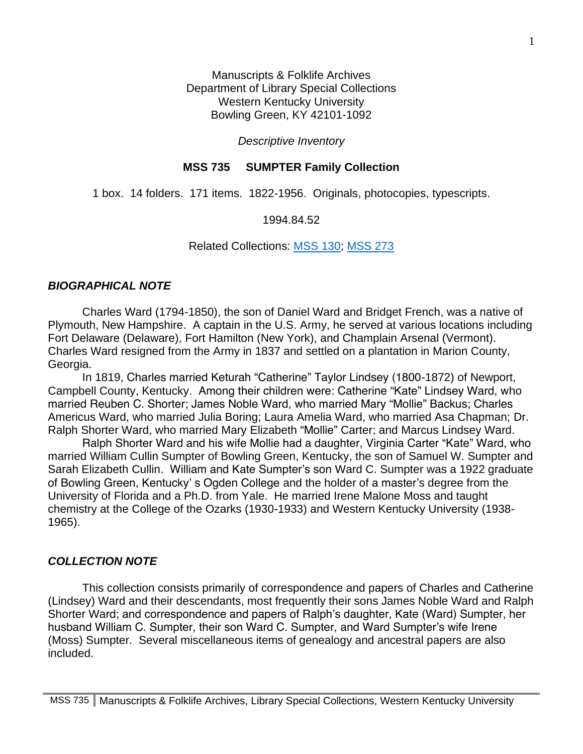Manuscripts & Folklife Archives
Department of Library Special Collections
Western Kentucky University
Bowling Green, KY 42101-1092

*Descriptive Inventory*

**MSS 735 SUMPTER Family Collection**

1 box. 14 folders. 171 items. 1822-1956. Originals, photocopies, typescripts.

1994.84.52

Related Collections: [MSS 130](); [MSS 273]()

## *BIOGRAPHICAL NOTE*

Charles Ward (1794-1850), the son of Daniel Ward and Bridget French, was a native of Plymouth, New Hampshire. A captain in the U.S. Army, he served at various locations including Fort Delaware (Delaware), Fort Hamilton (New York), and Champlain Arsenal (Vermont). Charles Ward resigned from the Army in 1837 and settled on a plantation in Marion County, Georgia.

In 1819, Charles married Keturah "Catherine" Taylor Lindsey (1800-1872) of Newport, Campbell County, Kentucky. Among their children were: Catherine "Kate" Lindsey Ward, who married Reuben C. Shorter; James Noble Ward, who married Mary "Mollie" Backus; Charles Americus Ward, who married Julia Boring; Laura Amelia Ward, who married Asa Chapman; Dr. Ralph Shorter Ward, who married Mary Elizabeth "Mollie" Carter; and Marcus Lindsey Ward.

Ralph Shorter Ward and his wife Mollie had a daughter, Virginia Carter "Kate" Ward, who married William Cullin Sumpter of Bowling Green, Kentucky, the son of Samuel W. Sumpter and Sarah Elizabeth Cullin. William and Kate Sumpter's son Ward C. Sumpter was a 1922 graduate of Bowling Green, Kentucky' s Ogden College and the holder of a master's degree from the University of Florida and a Ph.D. from Yale. He married Irene Malone Moss and taught chemistry at the College of the Ozarks (1930-1933) and Western Kentucky University (1938-1965).

## *COLLECTION NOTE*

This collection consists primarily of correspondence and papers of Charles and Catherine (Lindsey) Ward and their descendants, most frequently their sons James Noble Ward and Ralph Shorter Ward; and correspondence and papers of Ralph's daughter, Kate (Ward) Sumpter, her husband William C. Sumpter, their son Ward C. Sumpter, and Ward Sumpter's wife Irene (Moss) Sumpter. Several miscellaneous items of genealogy and ancestral papers are also included.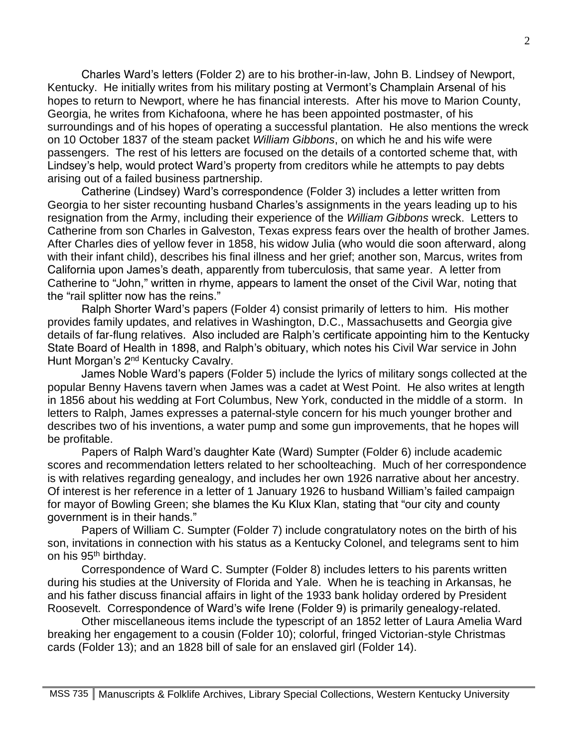Charles Ward's letters (Folder 2) are to his brother-in-law, John B. Lindsey of Newport, Kentucky. He initially writes from his military posting at Vermont's Champlain Arsenal of his hopes to return to Newport, where he has financial interests. After his move to Marion County, Georgia, he writes from Kichafoona, where he has been appointed postmaster, of his surroundings and of his hopes of operating a successful plantation. He also mentions the wreck on 10 October 1837 of the steam packet *William Gibbons*, on which he and his wife were passengers. The rest of his letters are focused on the details of a contorted scheme that, with Lindsey's help, would protect Ward's property from creditors while he attempts to pay debts arising out of a failed business partnership.

Catherine (Lindsey) Ward's correspondence (Folder 3) includes a letter written from Georgia to her sister recounting husband Charles's assignments in the years leading up to his resignation from the Army, including their experience of the *William Gibbons* wreck. Letters to Catherine from son Charles in Galveston, Texas express fears over the health of brother James. After Charles dies of yellow fever in 1858, his widow Julia (who would die soon afterward, along with their infant child), describes his final illness and her grief; another son, Marcus, writes from California upon James's death, apparently from tuberculosis, that same year. A letter from Catherine to "John," written in rhyme, appears to lament the onset of the Civil War, noting that the "rail splitter now has the reins."

Ralph Shorter Ward's papers (Folder 4) consist primarily of letters to him. His mother provides family updates, and relatives in Washington, D.C., Massachusetts and Georgia give details of far-flung relatives. Also included are Ralph's certificate appointing him to the Kentucky State Board of Health in 1898, and Ralph's obituary, which notes his Civil War service in John Hunt Morgan's 2nd Kentucky Cavalry.

James Noble Ward's papers (Folder 5) include the lyrics of military songs collected at the popular Benny Havens tavern when James was a cadet at West Point. He also writes at length in 1856 about his wedding at Fort Columbus, New York, conducted in the middle of a storm. In letters to Ralph, James expresses a paternal-style concern for his much younger brother and describes two of his inventions, a water pump and some gun improvements, that he hopes will be profitable.

Papers of Ralph Ward's daughter Kate (Ward) Sumpter (Folder 6) include academic scores and recommendation letters related to her schoolteaching. Much of her correspondence is with relatives regarding genealogy, and includes her own 1926 narrative about her ancestry. Of interest is her reference in a letter of 1 January 1926 to husband William's failed campaign for mayor of Bowling Green; she blames the Ku Klux Klan, stating that "our city and county government is in their hands."

Papers of William C. Sumpter (Folder 7) include congratulatory notes on the birth of his son, invitations in connection with his status as a Kentucky Colonel, and telegrams sent to him on his 95th birthday.

Correspondence of Ward C. Sumpter (Folder 8) includes letters to his parents written during his studies at the University of Florida and Yale. When he is teaching in Arkansas, he and his father discuss financial affairs in light of the 1933 bank holiday ordered by President Roosevelt. Correspondence of Ward's wife Irene (Folder 9) is primarily genealogy-related.

Other miscellaneous items include the typescript of an 1852 letter of Laura Amelia Ward breaking her engagement to a cousin (Folder 10); colorful, fringed Victorian-style Christmas cards (Folder 13); and an 1828 bill of sale for an enslaved girl (Folder 14).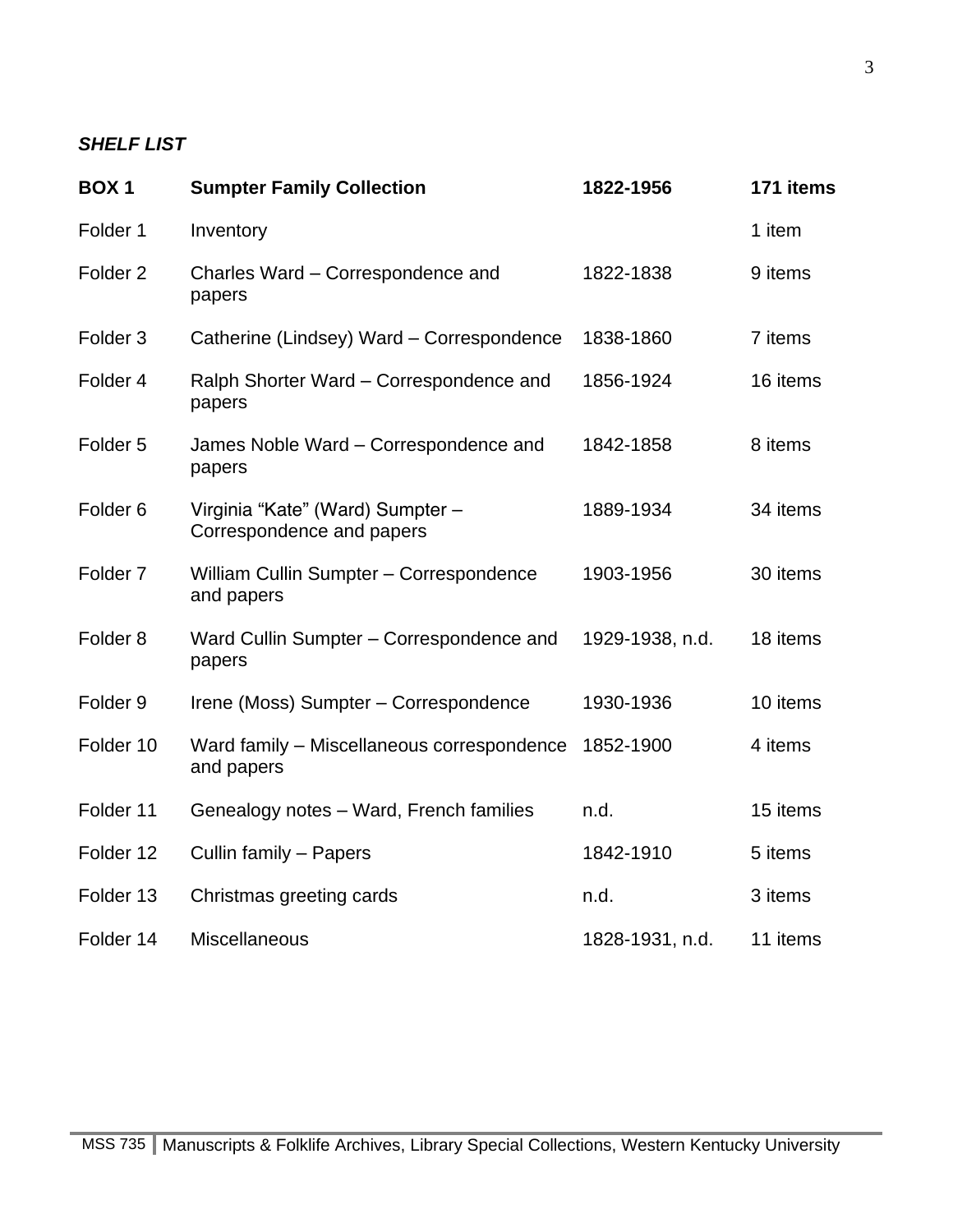***SHELF LIST***

| **BOX 1** | **Sumpter Family Collection** | **1822-1956** | **171 items** |
|---|---|---|---|
| Folder 1 | Inventory | | 1 item |
| Folder 2 | Charles Ward – Correspondence and papers | 1822-1838 | 9 items |
| Folder 3 | Catherine (Lindsey) Ward – Correspondence | 1838-1860 | 7 items |
| Folder 4 | Ralph Shorter Ward – Correspondence and papers | 1856-1924 | 16 items |
| Folder 5 | James Noble Ward – Correspondence and papers | 1842-1858 | 8 items |
| Folder 6 | Virginia "Kate" (Ward) Sumpter – Correspondence and papers | 1889-1934 | 34 items |
| Folder 7 | William Cullin Sumpter – Correspondence and papers | 1903-1956 | 30 items |
| Folder 8 | Ward Cullin Sumpter – Correspondence and papers | 1929-1938, n.d. | 18 items |
| Folder 9 | Irene (Moss) Sumpter – Correspondence | 1930-1936 | 10 items |
| Folder 10 | Ward family – Miscellaneous correspondence and papers | 1852-1900 | 4 items |
| Folder 11 | Genealogy notes – Ward, French families | n.d. | 15 items |
| Folder 12 | Cullin family – Papers | 1842-1910 | 5 items |
| Folder 13 | Christmas greeting cards | n.d. | 3 items |
| Folder 14 | Miscellaneous | 1828-1931, n.d. | 11 items |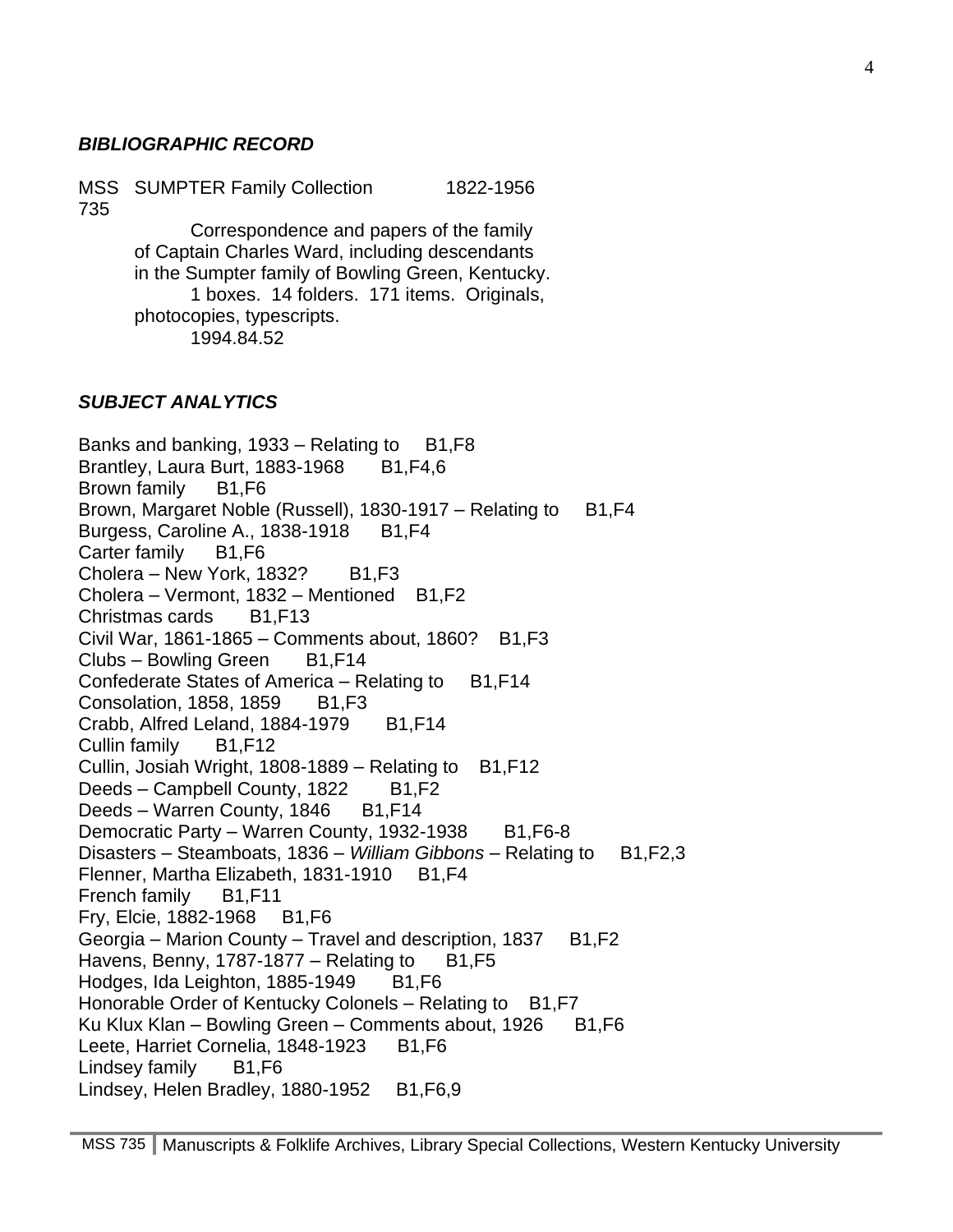### ***BIBLIOGRAPHIC RECORD***

MSS 735 SUMPTER Family Collection 1822-1956

Correspondence and papers of the family of Captain Charles Ward, including descendants in the Sumpter family of Bowling Green, Kentucky.

1 boxes. 14 folders. 171 items. Originals, photocopies, typescripts.

1994.84.52

### ***SUBJECT ANALYTICS***

Banks and banking, 1933 – Relating to B1,F8
Brantley, Laura Burt, 1883-1968 B1,F4,6
Brown family B1,F6
Brown, Margaret Noble (Russell), 1830-1917 – Relating to B1,F4
Burgess, Caroline A., 1838-1918 B1,F4
Carter family B1,F6
Cholera – New York, 1832? B1,F3
Cholera – Vermont, 1832 – Mentioned B1,F2
Christmas cards B1,F13
Civil War, 1861-1865 – Comments about, 1860? B1,F3
Clubs – Bowling Green B1,F14
Confederate States of America – Relating to B1,F14
Consolation, 1858, 1859 B1,F3
Crabb, Alfred Leland, 1884-1979 B1,F14
Cullin family B1,F12
Cullin, Josiah Wright, 1808-1889 – Relating to B1,F12
Deeds – Campbell County, 1822 B1,F2
Deeds – Warren County, 1846 B1,F14
Democratic Party – Warren County, 1932-1938 B1,F6-8
Disasters – Steamboats, 1836 – *William Gibbons* – Relating to B1,F2,3
Flenner, Martha Elizabeth, 1831-1910 B1,F4
French family B1,F11
Fry, Elcie, 1882-1968 B1,F6
Georgia – Marion County – Travel and description, 1837 B1,F2
Havens, Benny, 1787-1877 – Relating to B1,F5
Hodges, Ida Leighton, 1885-1949 B1,F6
Honorable Order of Kentucky Colonels – Relating to B1,F7
Ku Klux Klan – Bowling Green – Comments about, 1926 B1,F6
Leete, Harriet Cornelia, 1848-1923 B1,F6
Lindsey family B1,F6
Lindsey, Helen Bradley, 1880-1952 B1,F6,9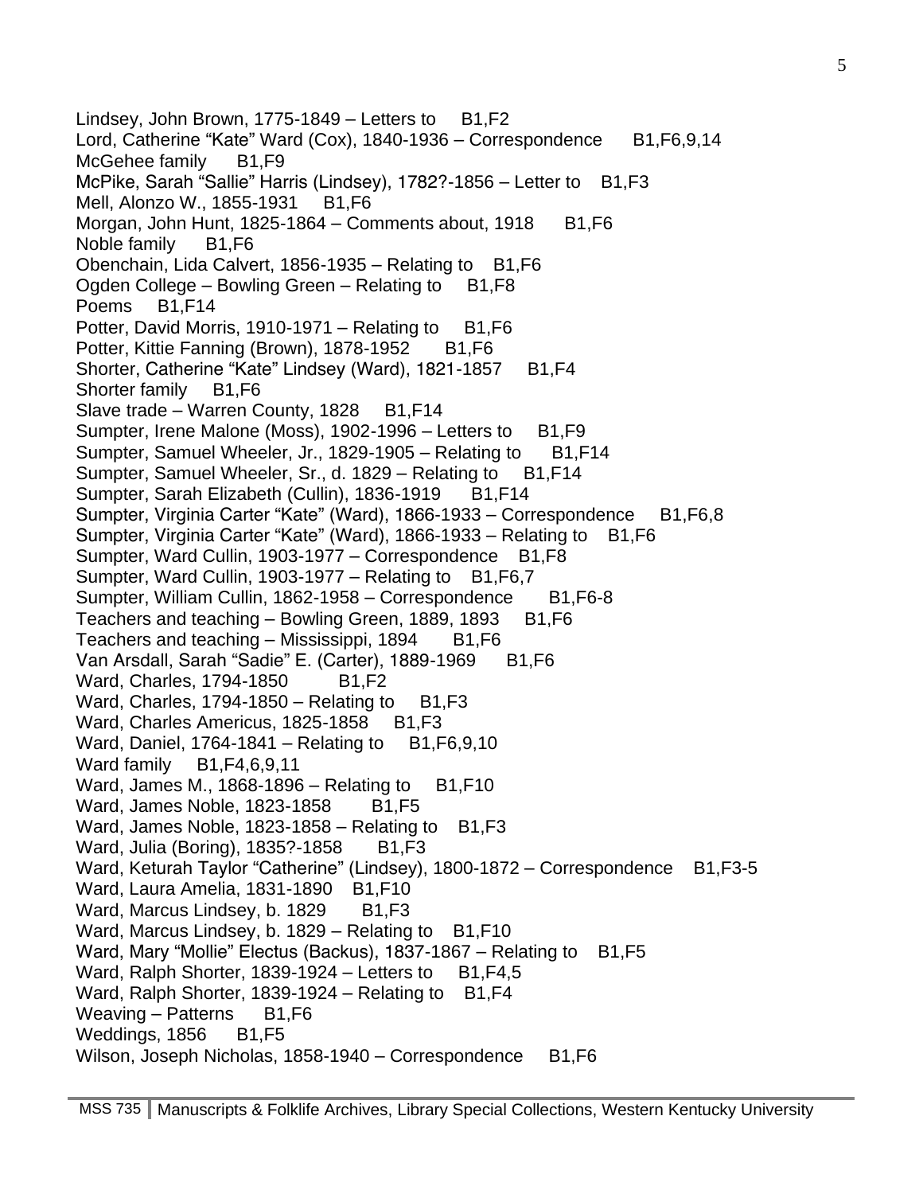Lindsey, John Brown, 1775-1849 – Letters to B1,F2
Lord, Catherine “Kate” Ward (Cox), 1840-1936 – Correspondence B1,F6,9,14
McGehee family B1,F9
McPike, Sarah “Sallie” Harris (Lindsey), 1782?-1856 – Letter to B1,F3
Mell, Alonzo W., 1855-1931 B1,F6
Morgan, John Hunt, 1825-1864 – Comments about, 1918 B1,F6
Noble family B1,F6
Obenchain, Lida Calvert, 1856-1935 – Relating to B1,F6
Ogden College – Bowling Green – Relating to B1,F8
Poems B1,F14
Potter, David Morris, 1910-1971 – Relating to B1,F6
Potter, Kittie Fanning (Brown), 1878-1952 B1,F6
Shorter, Catherine “Kate” Lindsey (Ward), 1821-1857 B1,F4
Shorter family B1,F6
Slave trade – Warren County, 1828 B1,F14
Sumpter, Irene Malone (Moss), 1902-1996 – Letters to B1,F9
Sumpter, Samuel Wheeler, Jr., 1829-1905 – Relating to B1,F14
Sumpter, Samuel Wheeler, Sr., d. 1829 – Relating to B1,F14
Sumpter, Sarah Elizabeth (Cullin), 1836-1919 B1,F14
Sumpter, Virginia Carter “Kate” (Ward), 1866-1933 – Correspondence B1,F6,8
Sumpter, Virginia Carter “Kate” (Ward), 1866-1933 – Relating to B1,F6
Sumpter, Ward Cullin, 1903-1977 – Correspondence B1,F8
Sumpter, Ward Cullin, 1903-1977 – Relating to B1,F6,7
Sumpter, William Cullin, 1862-1958 – Correspondence B1,F6-8
Teachers and teaching – Bowling Green, 1889, 1893 B1,F6
Teachers and teaching – Mississippi, 1894 B1,F6
Van Arsdall, Sarah “Sadie” E. (Carter), 1889-1969 B1,F6
Ward, Charles, 1794-1850 B1,F2
Ward, Charles, 1794-1850 – Relating to B1,F3
Ward, Charles Americus, 1825-1858 B1,F3
Ward, Daniel, 1764-1841 – Relating to B1,F6,9,10
Ward family B1,F4,6,9,11
Ward, James M., 1868-1896 – Relating to B1,F10
Ward, James Noble, 1823-1858 B1,F5
Ward, James Noble, 1823-1858 – Relating to B1,F3
Ward, Julia (Boring), 1835?-1858 B1,F3
Ward, Keturah Taylor “Catherine” (Lindsey), 1800-1872 – Correspondence B1,F3-5
Ward, Laura Amelia, 1831-1890 B1,F10
Ward, Marcus Lindsey, b. 1829 B1,F3
Ward, Marcus Lindsey, b. 1829 – Relating to B1,F10
Ward, Mary “Mollie” Electus (Backus), 1837-1867 – Relating to B1,F5
Ward, Ralph Shorter, 1839-1924 – Letters to B1,F4,5
Ward, Ralph Shorter, 1839-1924 – Relating to B1,F4
Weaving – Patterns B1,F6
Weddings, 1856 B1,F5
Wilson, Joseph Nicholas, 1858-1940 – Correspondence B1,F6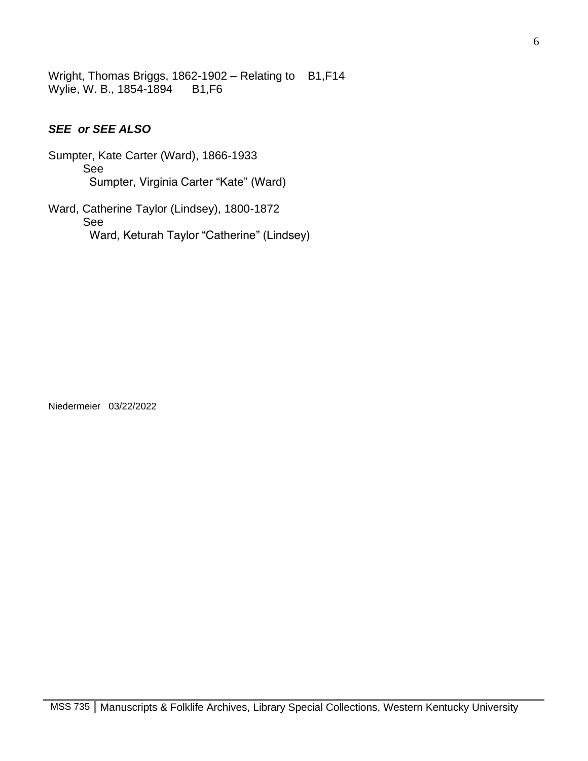Wright, Thomas Briggs, 1862-1902 – Relating to B1,F14
Wylie, W. B., 1854-1894 B1,F6

***SEE or SEE ALSO***

Sumpter, Kate Carter (Ward), 1866-1933
See
Sumpter, Virginia Carter "Kate" (Ward)

Ward, Catherine Taylor (Lindsey), 1800-1872
See
Ward, Keturah Taylor "Catherine" (Lindsey)

Niedermeier 03/22/2022